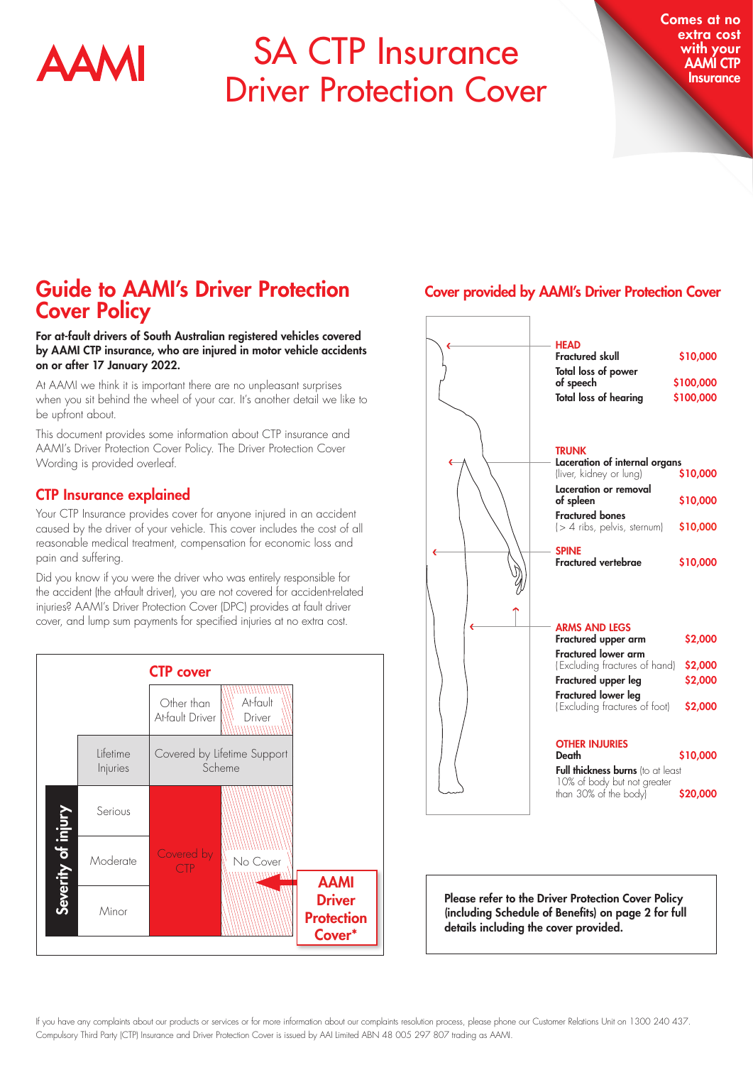# SA CTP Insurance Driver Protection Cover

**Comes at no extra cost with your AAMI CTP Insurance**

## Guide to AAMI's Driver Protection Cover Policy

**For at-fault drivers of South Australian registered vehicles covered by AAMI CTP insurance, who are injured in motor vehicle accidents on or after 17 January 2022.**

At AAMI we think it is important that there are no unpleasant surprises when you sit behind the wheel of your car. It's another detail we like to be upfront about.

This document provides some information about CTP insurance and AAMI's Driver Protection Cover Policy. The Driver Protection Cover Wording is provided overleaf.

### CTP Insurance explained

Your CTP Insurance provides cover for anyone injured in an accident caused by the driver of your vehicle. This cover includes the cost of all reasonable medical treatment, compensation for economic loss and pain and suffering.

Did you know if you were the driver who was entirely responsible for the accident (the at-fault driver), you are not covered for accident-related injuries? AAMI's Driver Protection Cover (DPC) provides at fault driver cover, and lump sum payments for specified injuries at no extra cost.

**CTP cover**

| Severity of injury | Other than At-fault Driver | At-fault Driver |
|---|---|---|
| Lifetime Injuries | Covered by Lifetime Support Scheme | Covered by Lifetime Support Scheme |
| Serious | Covered by CTP | No Cover ← AAMI Driver Protection Cover* |
| Moderate | Covered by CTP | No Cover ← AAMI Driver Protection Cover* |
| Minor | Covered by CTP | No Cover ← AAMI Driver Protection Cover* |

## Cover provided by AAMI's Driver Protection Cover

| Injury | Benefit |
|---|---|
| **HEAD** | |
| **Fractured skull** | $10,000 |
| **Total loss of power of speech** | $100,000 |
| **Total loss of hearing** | $100,000 |
| **TRUNK** | |
| **Laceration of internal organs** (liver, kidney or lung) | $10,000 |
| **Laceration or removal of spleen** | $10,000 |
| **Fractured bones** (> 4 ribs, pelvis, sternum) | $10,000 |
| **SPINE** | |
| **Fractured vertebrae** | $10,000 |
| **ARMS AND LEGS** | |
| **Fractured upper arm** | $2,000 |
| **Fractured lower arm** (Excluding fractures of hand) | $2,000 |
| **Fractured upper leg** | $2,000 |
| **Fractured lower leg** (Excluding fractures of foot) | $2,000 |
| **OTHER INJURIES** | |
| **Death** | $10,000 |
| **Full thickness burns** (to at least 10% of body but not greater than 30% of the body) | $20,000 |

**Please refer to the Driver Protection Cover Policy (including Schedule of Benefits) on page 2 for full details including the cover provided.**

If you have any complaints about our products or services or for more information about our complaints resolution process, please phone our Customer Relations Unit on 1300 240 437.
Compulsory Third Party (CTP) Insurance and Driver Protection Cover is issued by AAI Limited ABN 48 005 297 807 trading as AAMI.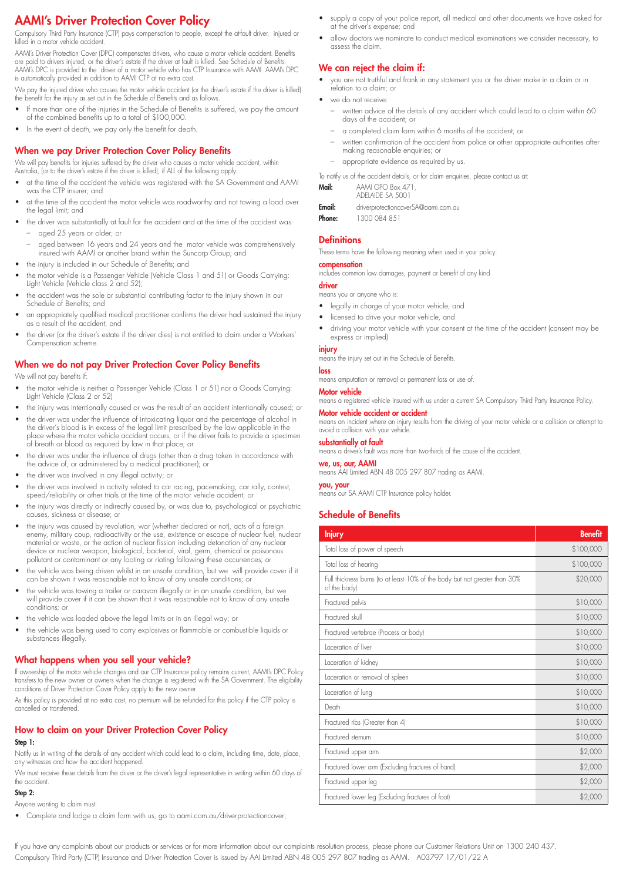# AAMI's Driver Protection Cover Policy

Compulsory Third Party Insurance (CTP) pays compensation to people, except the at-fault driver, injured or killed in a motor vehicle accident.

AAMI's Driver Protection Cover (DPC) compensates drivers, who cause a motor vehicle accident. Benefits are paid to drivers injured, or the driver's estate if the driver at fault is killed. See Schedule of Benefits. AAMI's DPC is provided to the driver of a motor vehicle who has CTP Insurance with AAMI. AAMI's DPC is automatically provided in addition to AAMI CTP at no extra cost.

We pay the injured driver who causes the motor vehicle accident (or the driver's estate if the driver is killed) the benefit for the injury as set out in the Schedule of Benefits and as follows.

- If more than one of the injuries in the Schedule of Benefits is suffered, we pay the amount of the combined benefits up to a total of $100,000.
- In the event of death, we pay only the benefit for death.

## When we pay Driver Protection Cover Policy Benefits

We will pay benefits for injuries suffered by the driver who causes a motor vehicle accident, within Australia, (or to the driver's estate if the driver is killed), if ALL of the following apply:

- at the time of the accident the vehicle was registered with the SA Government and AAMI was the CTP insurer; and
- at the time of the accident the motor vehicle was roadworthy and not towing a load over the legal limit; and
- the driver was substantially at fault for the accident and at the time of the accident was:
  - aged 25 years or older; or
  - aged between 16 years and 24 years and the motor vehicle was comprehensively insured with AAMI or another brand within the Suncorp Group; and
- the injury is included in our Schedule of Benefits; and
- the motor vehicle is a Passenger Vehicle (Vehicle Class 1 and 51) or Goods Carrying: Light Vehicle (Vehicle class 2 and 52);
- the accident was the sole or substantial contributing factor to the injury shown in our Schedule of Benefits; and
- an appropriately qualified medical practitioner confirms the driver had sustained the injury as a result of the accident; and
- the driver (or the driver's estate if the driver dies) is not entitled to claim under a Workers' Compensation scheme.

## When we do not pay Driver Protection Cover Policy Benefits

We will not pay benefits if:

- the motor vehicle is neither a Passenger Vehicle (Class 1 or 51) nor a Goods Carrying: Light Vehicle (Class 2 or 52)
- the injury was intentionally caused or was the result of an accident intentionally caused; or
- the driver was under the influence of intoxicating liquor and the percentage of alcohol in the driver's blood is in excess of the legal limit prescribed by the law applicable in the place where the motor vehicle accident occurs, or if the driver fails to provide a specimen of breath or blood as required by law in that place; or
- the driver was under the influence of drugs (other than a drug taken in accordance with the advice of, or administered by a medical practitioner); or
- the driver was involved in any illegal activity; or
- the driver was involved in activity related to car racing, pacemaking, car rally, contest, speed/reliability or other trials at the time of the motor vehicle accident; or
- the injury was directly or indirectly caused by, or was due to, psychological or psychiatric causes, sickness or disease; or
- the injury was caused by revolution, war (whether declared or not), acts of a foreign enemy, military coup, radioactivity or the use, existence or escape of nuclear fuel, nuclear material or waste, or the action of nuclear fission including detonation of any nuclear device or nuclear weapon, biological, bacterial, viral, germ, chemical or poisonous pollutant or contaminant or any looting or rioting following these occurrences; or
- the vehicle was being driven whilst in an unsafe condition, but we will provide cover if it can be shown it was reasonable not to know of any unsafe conditions; or
- the vehicle was towing a trailer or caravan illegally or in an unsafe condition, but we will provide cover if it can be shown that it was reasonable not to know of any unsafe conditions; or
- the vehicle was loaded above the legal limits or in an illegal way; or
- the vehicle was being used to carry explosives or flammable or combustible liquids or substances illegally.

## What happens when you sell your vehicle?

If ownership of the motor vehicle changes and our CTP Insurance policy remains current, AAMI's DPC Policy transfers to the new owner or owners when the change is registered with the SA Government. The eligibility conditions of Driver Protection Cover Policy apply to the new owner.

As this policy is provided at no extra cost, no premium will be refunded for this policy if the CTP policy is cancelled or transferred.

## How to claim on your Driver Protection Cover Policy

**Step 1:**

Notify us in writing of the details of any accident which could lead to a claim, including time, date, place, any witnesses and how the accident happened.

We must receive these details from the driver or the driver's legal representative in writing within 60 days of the accident.

**Step 2:**

Anyone wanting to claim must:

- Complete and lodge a claim form with us, go to aami.com.au/driverprotectioncover;
- supply a copy of your police report, all medical and other documents we have asked for at the driver's expense; and
- allow doctors we nominate to conduct medical examinations we consider necessary, to assess the claim.

## We can reject the claim if:

- you are not truthful and frank in any statement you or the driver make in a claim or in relation to a claim; or
- we do not receive:
  - written advice of the details of any accident which could lead to a claim within 60 days of the accident; or
  - a completed claim form within 6 months of the accident; or
  - written confirmation of the accident from police or other appropriate authorities after making reasonable enquiries; or
  - appropriate evidence as required by us.

To notify us of the accident details, or for claim enquiries, please contact us at:

**Mail:** AAMI GPO Box 471, ADELAIDE SA 5001

**Email:** driverprotectioncoverSA@aami.com.au

**Phone:** 1300 084 851

## Definitions

These terms have the following meaning when used in your policy:

**compensation**
includes common law damages, payment or benefit of any kind

**driver**
means you or anyone who is:

- legally in charge of your motor vehicle, and
- licensed to drive your motor vehicle, and
- driving your motor vehicle with your consent at the time of the accident (consent may be express or implied)

**injury**
means the injury set out in the Schedule of Benefits.

**loss**
means amputation or removal or permanent loss or use of.

**Motor vehicle**
means a registered vehicle insured with us under a current SA Compulsory Third Party Insurance Policy.

**Motor vehicle accident or accident**
means an incident where an injury results from the driving of your motor vehicle or a collision or attempt to avoid a collision with your vehicle.

**substantially at fault**
means a driver's fault was more than two-thirds of the cause of the accident.

**we, us, our, AAMI**
means AAI Limited ABN 48 005 297 807 trading as AAMI.

**you, your**
means our SA AAMI CTP Insurance policy holder.

## Schedule of Benefits

| Injury | Benefit |
|---|---|
| Total loss of power of speech | $100,000 |
| Total loss of hearing | $100,000 |
| Full thickness burns (to at least 10% of the body but not greater than 30% of the body) | $20,000 |
| Fractured pelvis | $10,000 |
| Fractured skull | $10,000 |
| Fractured vertebrae (Process or body) | $10,000 |
| Laceration of liver | $10,000 |
| Laceration of kidney | $10,000 |
| Laceration or removal of spleen | $10,000 |
| Laceration of lung | $10,000 |
| Death | $10,000 |
| Fractured ribs (Greater than 4) | $10,000 |
| Fractured sternum | $10,000 |
| Fractured upper arm | $2,000 |
| Fractured lower arm (Excluding fractures of hand) | $2,000 |
| Fractured upper leg | $2,000 |
| Fractured lower leg (Excluding fractures of foot) | $2,000 |

If you have any complaints about our products or services or for more information about our complaints resolution process, please phone our Customer Relations Unit on 1300 240 437.
Compulsory Third Party (CTP) Insurance and Driver Protection Cover is issued by AAI Limited ABN 48 005 297 807 trading as AAMI. A03797 17/01/22 A